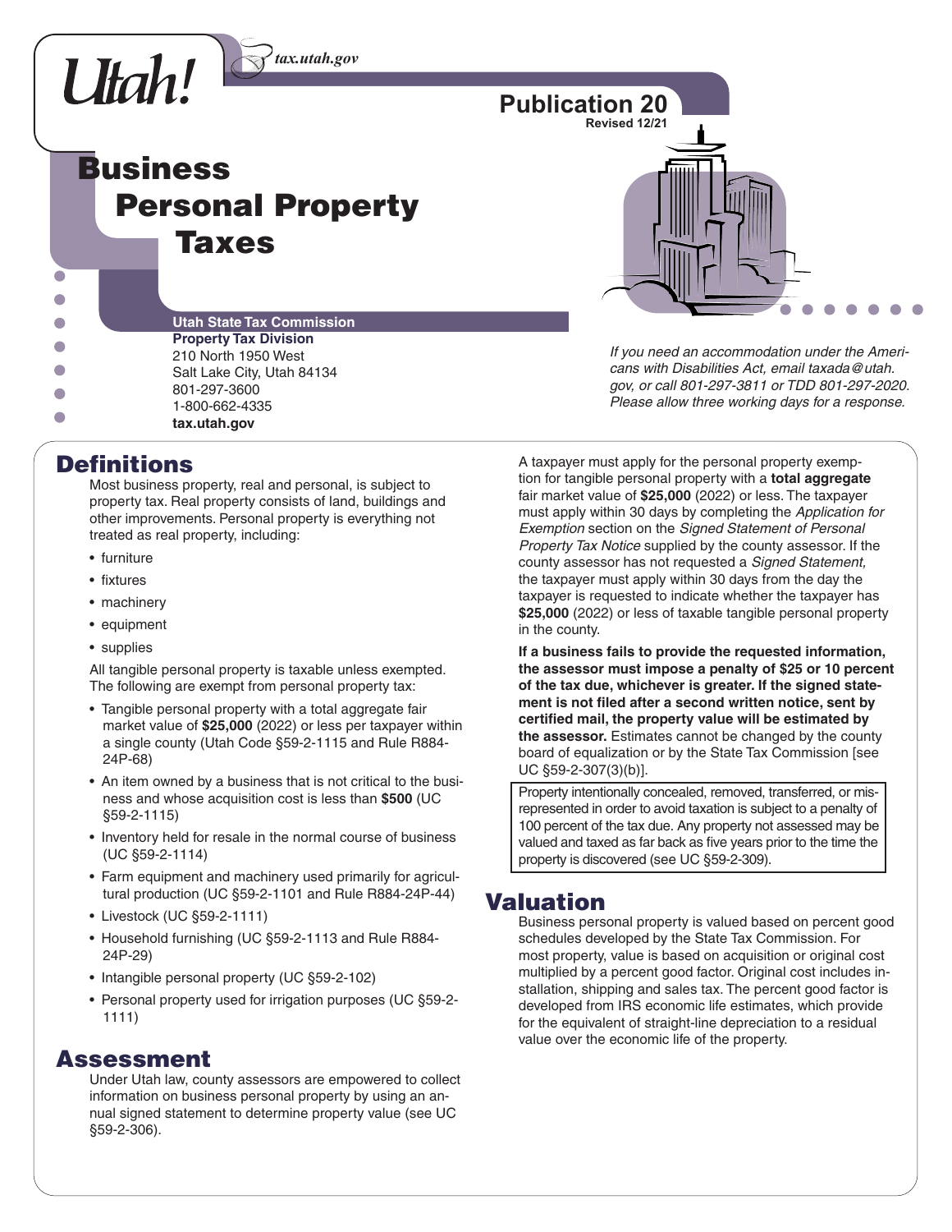Utah! tax.utah.gov

Publication 20
Revised 12/21

# Business Personal Property Taxes

**Utah State Tax Commission**
**Property Tax Division**
210 North 1950 West
Salt Lake City, Utah 84134
801-297-3600
1-800-662-4335
**tax.utah.gov**

*If you need an accommodation under the Americans with Disabilities Act, email taxada@utah.gov, or call 801-297-3811 or TDD 801-297-2020. Please allow three working days for a response.*

## Definitions

Most business property, real and personal, is subject to property tax. Real property consists of land, buildings and other improvements. Personal property is everything not treated as real property, including:

- furniture
- fixtures
- machinery
- equipment
- supplies

All tangible personal property is taxable unless exempted. The following are exempt from personal property tax:

- Tangible personal property with a total aggregate fair market value of **$25,000** (2022) or less per taxpayer within a single county (Utah Code §59-2-1115 and Rule R884-24P-68)
- An item owned by a business that is not critical to the business and whose acquisition cost is less than **$500** (UC §59-2-1115)
- Inventory held for resale in the normal course of business (UC §59-2-1114)
- Farm equipment and machinery used primarily for agricultural production (UC §59-2-1101 and Rule R884-24P-44)
- Livestock (UC §59-2-1111)
- Household furnishing (UC §59-2-1113 and Rule R884-24P-29)
- Intangible personal property (UC §59-2-102)
- Personal property used for irrigation purposes (UC §59-2-1111)

## Assessment

Under Utah law, county assessors are empowered to collect information on business personal property by using an annual signed statement to determine property value (see UC §59-2-306).

A taxpayer must apply for the personal property exemption for tangible personal property with a **total aggregate** fair market value of **$25,000** (2022) or less. The taxpayer must apply within 30 days by completing the *Application for Exemption* section on the *Signed Statement of Personal Property Tax Notice* supplied by the county assessor. If the county assessor has not requested a *Signed Statement,* the taxpayer must apply within 30 days from the day the taxpayer is requested to indicate whether the taxpayer has **$25,000** (2022) or less of taxable tangible personal property in the county.

**If a business fails to provide the requested information, the assessor must impose a penalty of $25 or 10 percent of the tax due, whichever is greater. If the signed statement is not filed after a second written notice, sent by certified mail, the property value will be estimated by the assessor.** Estimates cannot be changed by the county board of equalization or by the State Tax Commission [see UC §59-2-307(3)(b)].

Property intentionally concealed, removed, transferred, or misrepresented in order to avoid taxation is subject to a penalty of 100 percent of the tax due. Any property not assessed may be valued and taxed as far back as five years prior to the time the property is discovered (see UC §59-2-309).

## Valuation

Business personal property is valued based on percent good schedules developed by the State Tax Commission. For most property, value is based on acquisition or original cost multiplied by a percent good factor. Original cost includes installation, shipping and sales tax. The percent good factor is developed from IRS economic life estimates, which provide for the equivalent of straight-line depreciation to a residual value over the economic life of the property.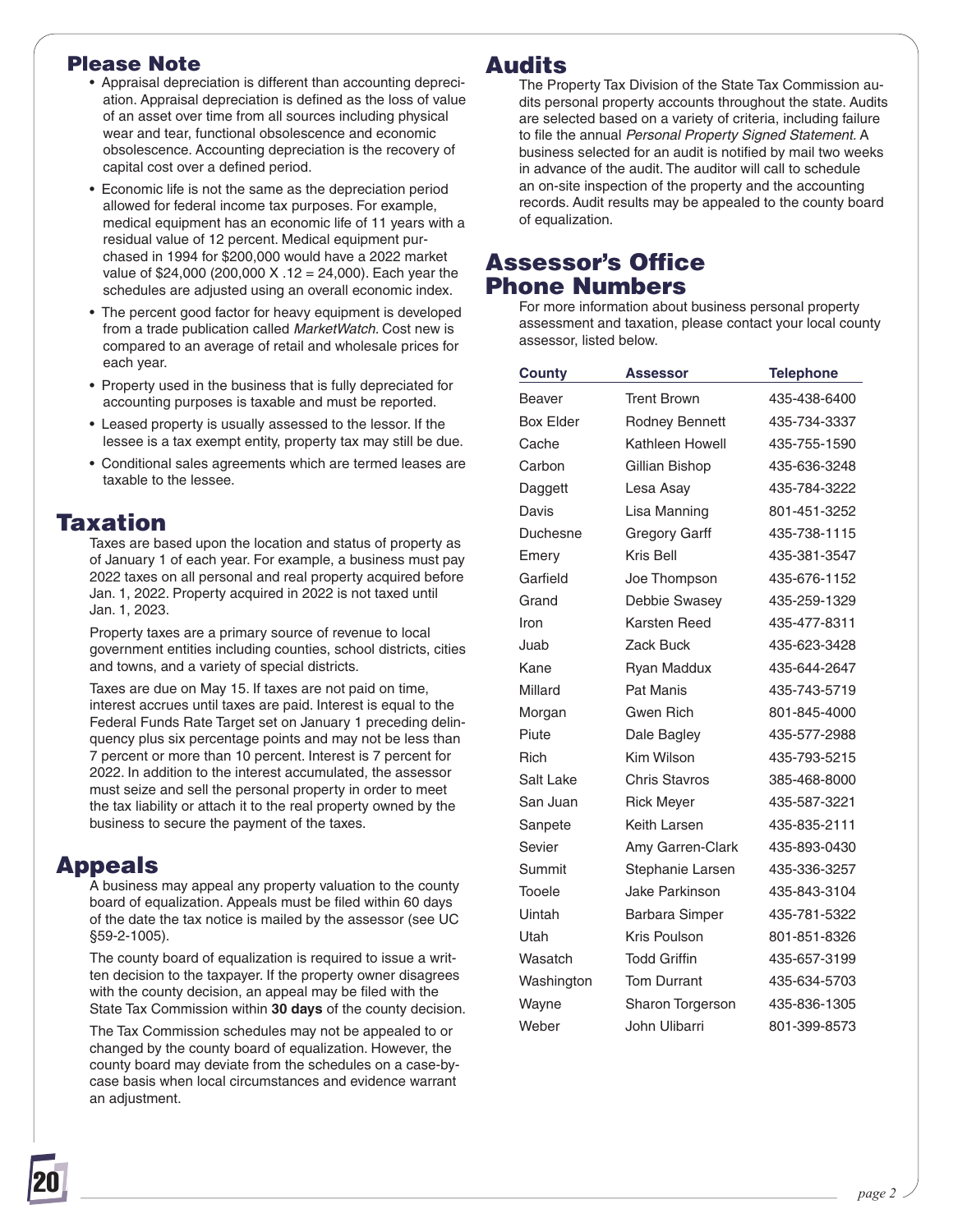## Please Note

- Appraisal depreciation is different than accounting depreciation. Appraisal depreciation is defined as the loss of value of an asset over time from all sources including physical wear and tear, functional obsolescence and economic obsolescence. Accounting depreciation is the recovery of capital cost over a defined period.
- Economic life is not the same as the depreciation period allowed for federal income tax purposes. For example, medical equipment has an economic life of 11 years with a residual value of 12 percent. Medical equipment purchased in 1994 for $200,000 would have a 2022 market value of $24,000 (200,000 X .12 = 24,000). Each year the schedules are adjusted using an overall economic index.
- The percent good factor for heavy equipment is developed from a trade publication called *MarketWatch*. Cost new is compared to an average of retail and wholesale prices for each year.
- Property used in the business that is fully depreciated for accounting purposes is taxable and must be reported.
- Leased property is usually assessed to the lessor. If the lessee is a tax exempt entity, property tax may still be due.
- Conditional sales agreements which are termed leases are taxable to the lessee.

## Taxation

Taxes are based upon the location and status of property as of January 1 of each year. For example, a business must pay 2022 taxes on all personal and real property acquired before Jan. 1, 2022. Property acquired in 2022 is not taxed until Jan. 1, 2023.

Property taxes are a primary source of revenue to local government entities including counties, school districts, cities and towns, and a variety of special districts.

Taxes are due on May 15. If taxes are not paid on time, interest accrues until taxes are paid. Interest is equal to the Federal Funds Rate Target set on January 1 preceding delinquency plus six percentage points and may not be less than 7 percent or more than 10 percent. Interest is 7 percent for 2022. In addition to the interest accumulated, the assessor must seize and sell the personal property in order to meet the tax liability or attach it to the real property owned by the business to secure the payment of the taxes.

## Appeals

A business may appeal any property valuation to the county board of equalization. Appeals must be filed within 60 days of the date the tax notice is mailed by the assessor (see UC §59-2-1005).

The county board of equalization is required to issue a written decision to the taxpayer. If the property owner disagrees with the county decision, an appeal may be filed with the State Tax Commission within **30 days** of the county decision.

The Tax Commission schedules may not be appealed to or changed by the county board of equalization. However, the county board may deviate from the schedules on a case-by-case basis when local circumstances and evidence warrant an adjustment.

## Audits

The Property Tax Division of the State Tax Commission audits personal property accounts throughout the state. Audits are selected based on a variety of criteria, including failure to file the annual *Personal Property Signed Statement*. A business selected for an audit is notified by mail two weeks in advance of the audit. The auditor will call to schedule an on-site inspection of the property and the accounting records. Audit results may be appealed to the county board of equalization.

## Assessor's Office Phone Numbers

For more information about business personal property assessment and taxation, please contact your local county assessor, listed below.

| County | Assessor | Telephone |
|---|---|---|
| Beaver | Trent Brown | 435-438-6400 |
| Box Elder | Rodney Bennett | 435-734-3337 |
| Cache | Kathleen Howell | 435-755-1590 |
| Carbon | Gillian Bishop | 435-636-3248 |
| Daggett | Lesa Asay | 435-784-3222 |
| Davis | Lisa Manning | 801-451-3252 |
| Duchesne | Gregory Garff | 435-738-1115 |
| Emery | Kris Bell | 435-381-3547 |
| Garfield | Joe Thompson | 435-676-1152 |
| Grand | Debbie Swasey | 435-259-1329 |
| Iron | Karsten Reed | 435-477-8311 |
| Juab | Zack Buck | 435-623-3428 |
| Kane | Ryan Maddux | 435-644-2647 |
| Millard | Pat Manis | 435-743-5719 |
| Morgan | Gwen Rich | 801-845-4000 |
| Piute | Dale Bagley | 435-577-2988 |
| Rich | Kim Wilson | 435-793-5215 |
| Salt Lake | Chris Stavros | 385-468-8000 |
| San Juan | Rick Meyer | 435-587-3221 |
| Sanpete | Keith Larsen | 435-835-2111 |
| Sevier | Amy Garren-Clark | 435-893-0430 |
| Summit | Stephanie Larsen | 435-336-3257 |
| Tooele | Jake Parkinson | 435-843-3104 |
| Uintah | Barbara Simper | 435-781-5322 |
| Utah | Kris Poulson | 801-851-8326 |
| Wasatch | Todd Griffin | 435-657-3199 |
| Washington | Tom Durrant | 435-634-5703 |
| Wayne | Sharon Torgerson | 435-836-1305 |
| Weber | John Ulibarri | 801-399-8573 |